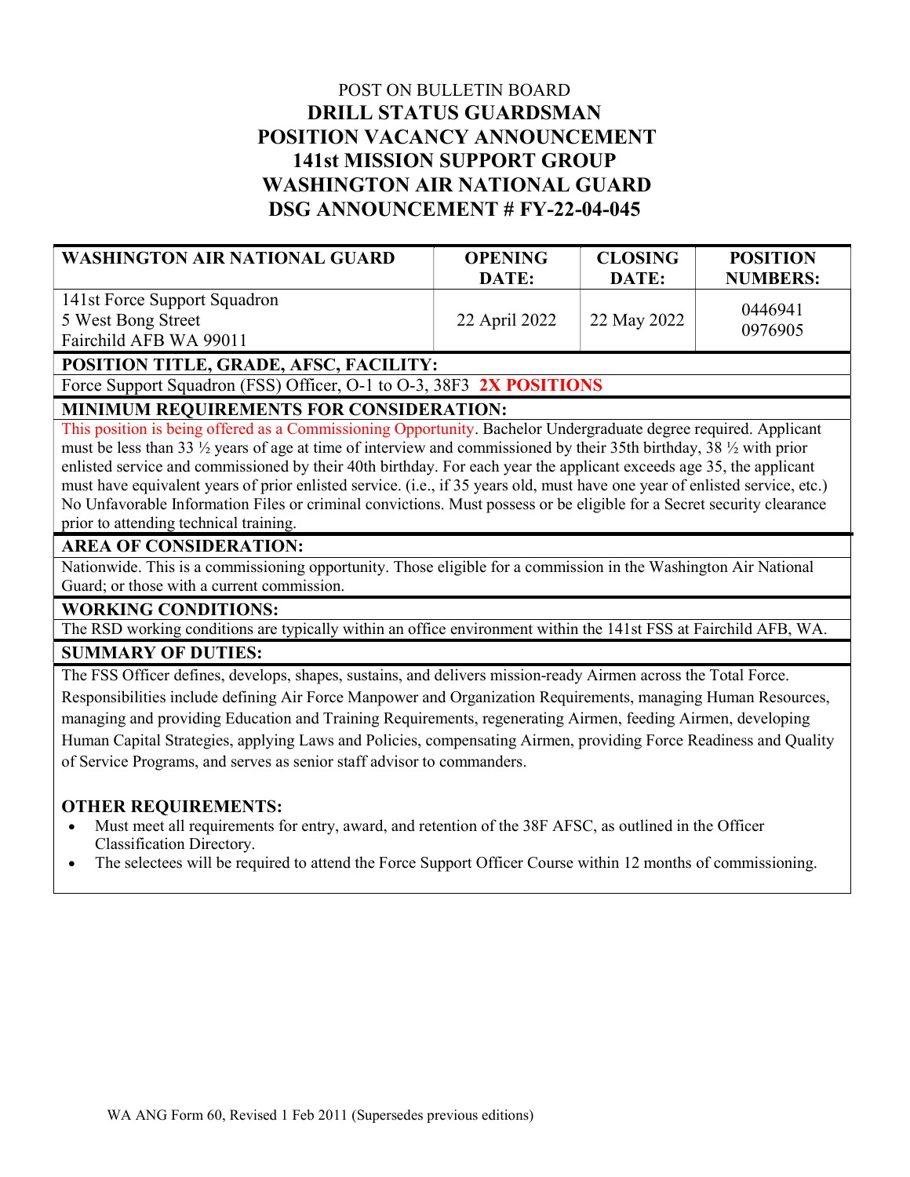POST ON BULLETIN BOARD

# DRILL STATUS GUARDSMAN
# POSITION VACANCY ANNOUNCEMENT
# 141st MISSION SUPPORT GROUP
# WASHINGTON AIR NATIONAL GUARD
# DSG ANNOUNCEMENT # FY-22-04-045

| WASHINGTON AIR NATIONAL GUARD | OPENING DATE: | CLOSING DATE: | POSITION NUMBERS: |
|---|---|---|---|
| 141st Force Support Squadron<br>5 West Bong Street<br>Fairchild AFB WA 99011 | 22 April 2022 | 22 May 2022 | 0446941<br>0976905 |

**POSITION TITLE, GRADE, AFSC, FACILITY:**

Force Support Squadron (FSS) Officer, O-1 to O-3, 38F3 **2X POSITIONS**

**MINIMUM REQUIREMENTS FOR CONSIDERATION:**

This position is being offered as a Commissioning Opportunity. Bachelor Undergraduate degree required. Applicant must be less than 33 ½ years of age at time of interview and commissioned by their 35th birthday, 38 ½ with prior enlisted service and commissioned by their 40th birthday. For each year the applicant exceeds age 35, the applicant must have equivalent years of prior enlisted service. (i.e., if 35 years old, must have one year of enlisted service, etc.) No Unfavorable Information Files or criminal convictions. Must possess or be eligible for a Secret security clearance prior to attending technical training.

**AREA OF CONSIDERATION:**

Nationwide. This is a commissioning opportunity. Those eligible for a commission in the Washington Air National Guard; or those with a current commission.

**WORKING CONDITIONS:**

The RSD working conditions are typically within an office environment within the 141st FSS at Fairchild AFB, WA.

**SUMMARY OF DUTIES:**

The FSS Officer defines, develops, shapes, sustains, and delivers mission-ready Airmen across the Total Force. Responsibilities include defining Air Force Manpower and Organization Requirements, managing Human Resources, managing and providing Education and Training Requirements, regenerating Airmen, feeding Airmen, developing Human Capital Strategies, applying Laws and Policies, compensating Airmen, providing Force Readiness and Quality of Service Programs, and serves as senior staff advisor to commanders.

**OTHER REQUIREMENTS:**

- Must meet all requirements for entry, award, and retention of the 38F AFSC, as outlined in the Officer Classification Directory.
- The selectees will be required to attend the Force Support Officer Course within 12 months of commissioning.

WA ANG Form 60, Revised 1 Feb 2011 (Supersedes previous editions)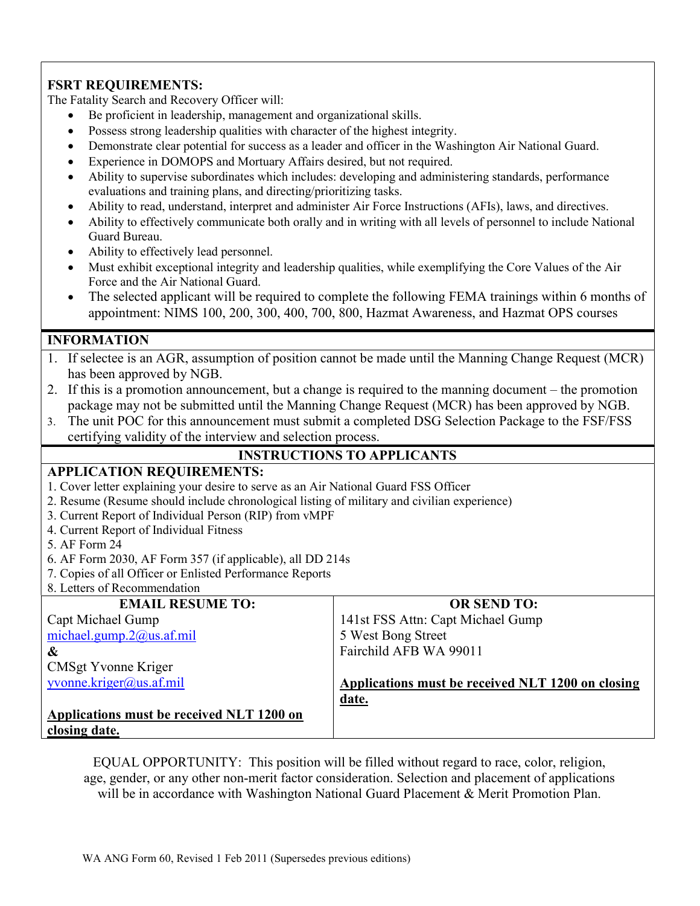**FSRT REQUIREMENTS:**

The Fatality Search and Recovery Officer will:

- Be proficient in leadership, management and organizational skills.
- Possess strong leadership qualities with character of the highest integrity.
- Demonstrate clear potential for success as a leader and officer in the Washington Air National Guard.
- Experience in DOMOPS and Mortuary Affairs desired, but not required.
- Ability to supervise subordinates which includes: developing and administering standards, performance evaluations and training plans, and directing/prioritizing tasks.
- Ability to read, understand, interpret and administer Air Force Instructions (AFIs), laws, and directives.
- Ability to effectively communicate both orally and in writing with all levels of personnel to include National Guard Bureau.
- Ability to effectively lead personnel.
- Must exhibit exceptional integrity and leadership qualities, while exemplifying the Core Values of the Air Force and the Air National Guard.
- The selected applicant will be required to complete the following FEMA trainings within 6 months of appointment: NIMS 100, 200, 300, 400, 700, 800, Hazmat Awareness, and Hazmat OPS courses

**INFORMATION**

1. If selectee is an AGR, assumption of position cannot be made until the Manning Change Request (MCR) has been approved by NGB.
2. If this is a promotion announcement, but a change is required to the manning document – the promotion package may not be submitted until the Manning Change Request (MCR) has been approved by NGB.
3. The unit POC for this announcement must submit a completed DSG Selection Package to the FSF/FSS certifying validity of the interview and selection process.

**INSTRUCTIONS TO APPLICANTS**

**APPLICATION REQUIREMENTS:**

1. Cover letter explaining your desire to serve as an Air National Guard FSS Officer
2. Resume (Resume should include chronological listing of military and civilian experience)
3. Current Report of Individual Person (RIP) from vMPF
4. Current Report of Individual Fitness
5. AF Form 24
6. AF Form 2030, AF Form 357 (if applicable), all DD 214s
7. Copies of all Officer or Enlisted Performance Reports
8. Letters of Recommendation

| EMAIL RESUME TO: | OR SEND TO: |
|---|---|
| Capt Michael Gump<br>michael.gump.2@us.af.mil<br>**&**<br>CMSgt Yvonne Kriger<br>yvonne.kriger@us.af.mil<br><br>**Applications must be received NLT 1200 on closing date.** | 141st FSS Attn: Capt Michael Gump<br>5 West Bong Street<br>Fairchild AFB WA 99011<br><br>**Applications must be received NLT 1200 on closing date.** |

EQUAL OPPORTUNITY: This position will be filled without regard to race, color, religion, age, gender, or any other non-merit factor consideration. Selection and placement of applications will be in accordance with Washington National Guard Placement & Merit Promotion Plan.

WA ANG Form 60, Revised 1 Feb 2011 (Supersedes previous editions)